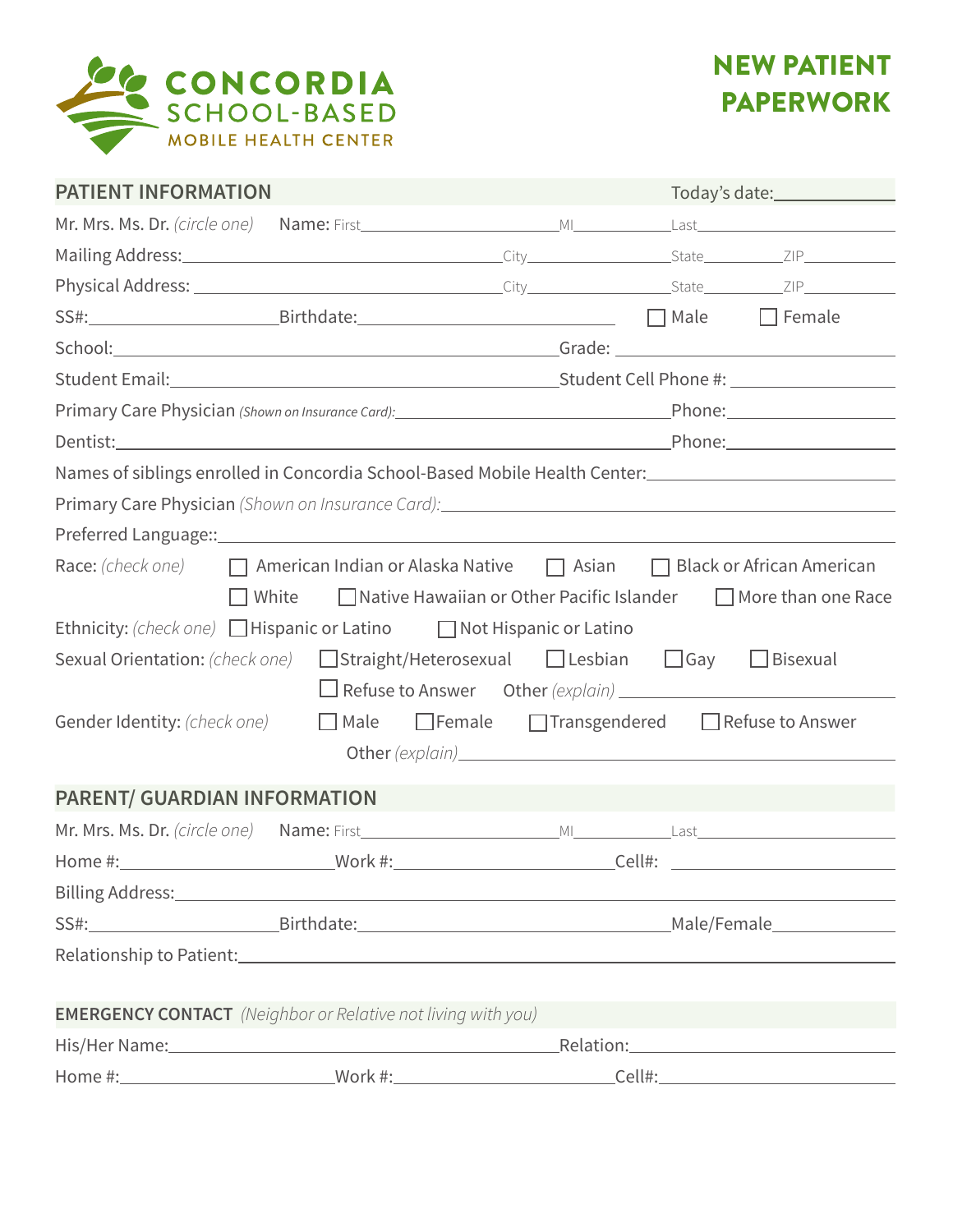# CONCORDIA SCHOOL-BASED MOBILE HEALTH CENTER

# NEW PATIENT PAPERWORK

## PATIENT INFORMATION

Today's date:\_\_\_\_\_\_\_\_\_\_\_\_

Mr. Mrs. Ms. Dr. *(circle one)* Name: First\_\_\_\_\_\_\_\_\_\_\_\_\_\_\_\_\_\_\_\_ MI\_\_\_\_\_\_\_\_\_\_ Last\_\_\_\_\_\_\_\_\_\_\_\_\_\_\_\_\_\_\_\_

Mailing Address:\_\_\_\_\_\_\_\_\_\_\_\_\_\_\_\_\_\_\_\_\_\_\_\_\_\_\_\_\_\_ City\_\_\_\_\_\_\_\_\_\_\_\_\_\_ State\_\_\_\_\_\_\_\_ ZIP\_\_\_\_\_\_\_\_\_\_

Physical Address: \_\_\_\_\_\_\_\_\_\_\_\_\_\_\_\_\_\_\_\_\_\_\_\_\_\_\_\_\_\_ City\_\_\_\_\_\_\_\_\_\_\_\_\_\_ State\_\_\_\_\_\_\_\_ ZIP\_\_\_\_\_\_\_\_\_\_

SS#:\_\_\_\_\_\_\_\_\_\_\_\_\_\_\_\_\_\_ Birthdate:\_\_\_\_\_\_\_\_\_\_\_\_\_\_\_\_\_\_\_\_\_\_\_\_\_\_ ☐ Male ☐ Female

School:\_\_\_\_\_\_\_\_\_\_\_\_\_\_\_\_\_\_\_\_\_\_\_\_\_\_\_\_\_\_\_\_\_\_\_\_\_\_\_\_\_\_\_\_ Grade: \_\_\_\_\_\_\_\_\_\_\_\_\_\_\_\_\_\_\_\_\_\_\_\_\_\_\_\_\_

Student Email:\_\_\_\_\_\_\_\_\_\_\_\_\_\_\_\_\_\_\_\_\_\_\_\_\_\_\_\_\_\_\_\_\_\_\_\_\_\_ Student Cell Phone #: \_\_\_\_\_\_\_\_\_\_\_\_\_\_\_\_\_

Primary Care Physician *(Shown on Insurance Card)*:\_\_\_\_\_\_\_\_\_\_\_\_\_\_\_\_\_\_\_\_\_\_\_\_\_\_\_\_\_\_ Phone:\_\_\_\_\_\_\_\_\_\_\_\_\_\_\_\_\_

Dentist:\_\_\_\_\_\_\_\_\_\_\_\_\_\_\_\_\_\_\_\_\_\_\_\_\_\_\_\_\_\_\_\_\_\_\_\_\_\_\_\_\_\_\_\_\_\_\_\_\_\_\_\_\_\_\_\_ Phone:\_\_\_\_\_\_\_\_\_\_\_\_\_\_\_\_\_

Names of siblings enrolled in Concordia School-Based Mobile Health Center:\_\_\_\_\_\_\_\_\_\_\_\_\_\_\_\_\_\_\_\_\_\_\_

Primary Care Physician *(Shown on Insurance Card)*:\_\_\_\_\_\_\_\_\_\_\_\_\_\_\_\_\_\_\_\_\_\_\_\_\_\_\_\_\_\_\_\_\_\_\_\_\_\_\_\_\_\_\_\_\_\_

Preferred Language::\_\_\_\_\_\_\_\_\_\_\_\_\_\_\_\_\_\_\_\_\_\_\_\_\_\_\_\_\_\_\_\_\_\_\_\_\_\_\_\_\_\_\_\_\_\_\_\_\_\_\_\_\_\_\_\_\_\_\_\_\_\_\_\_\_

Race: *(check one)* ☐ American Indian or Alaska Native ☐ Asian ☐ Black or African American ☐ White ☐ Native Hawaiian or Other Pacific Islander ☐ More than one Race

Ethnicity: *(check one)* ☐ Hispanic or Latino ☐ Not Hispanic or Latino

Sexual Orientation: *(check one)* ☐ Straight/Heterosexual ☐ Lesbian ☐ Gay ☐ Bisexual ☐ Refuse to Answer Other *(explain)* \_\_\_\_\_\_\_\_\_\_\_\_\_\_\_\_\_\_\_\_\_\_\_\_\_\_\_\_\_\_

Gender Identity: *(check one)* ☐ Male ☐ Female ☐ Transgendered ☐ Refuse to Answer Other *(explain)*\_\_\_\_\_\_\_\_\_\_\_\_\_\_\_\_\_\_\_\_\_\_\_\_\_\_\_\_\_\_\_\_\_\_\_\_\_\_\_\_\_\_\_\_

## PARENT/ GUARDIAN INFORMATION

Mr. Mrs. Ms. Dr. *(circle one)* Name: First\_\_\_\_\_\_\_\_\_\_\_\_\_\_\_\_\_\_\_\_ MI\_\_\_\_\_\_\_\_\_\_ Last\_\_\_\_\_\_\_\_\_\_\_\_\_\_\_\_\_\_\_\_

Home #:\_\_\_\_\_\_\_\_\_\_\_\_\_\_\_\_\_\_\_\_ Work #:\_\_\_\_\_\_\_\_\_\_\_\_\_\_\_\_\_\_\_\_ Cell#: \_\_\_\_\_\_\_\_\_\_\_\_\_\_\_\_\_\_\_\_\_\_\_\_

Billing Address:\_\_\_\_\_\_\_\_\_\_\_\_\_\_\_\_\_\_\_\_\_\_\_\_\_\_\_\_\_\_\_\_\_\_\_\_\_\_\_\_\_\_\_\_\_\_\_\_\_\_\_\_\_\_\_\_\_\_\_\_\_\_\_\_\_\_\_\_\_\_\_

SS#:\_\_\_\_\_\_\_\_\_\_\_\_\_\_\_\_\_\_ Birthdate:\_\_\_\_\_\_\_\_\_\_\_\_\_\_\_\_\_\_\_\_\_\_\_\_\_\_\_\_\_\_\_\_ Male/Female\_\_\_\_\_\_\_\_\_\_\_\_

Relationship to Patient:\_\_\_\_\_\_\_\_\_\_\_\_\_\_\_\_\_\_\_\_\_\_\_\_\_\_\_\_\_\_\_\_\_\_\_\_\_\_\_\_\_\_\_\_\_\_\_\_\_\_\_\_\_\_\_\_\_\_\_\_\_\_\_\_\_

## EMERGENCY CONTACT *(Neighbor or Relative not living with you)*

His/Her Name:\_\_\_\_\_\_\_\_\_\_\_\_\_\_\_\_\_\_\_\_\_\_\_\_\_\_\_\_\_\_\_\_\_\_\_\_\_\_\_\_ Relation:\_\_\_\_\_\_\_\_\_\_\_\_\_\_\_\_\_\_\_\_\_\_\_\_\_\_\_\_

Home #:\_\_\_\_\_\_\_\_\_\_\_\_\_\_\_\_\_\_\_\_ Work #:\_\_\_\_\_\_\_\_\_\_\_\_\_\_\_\_\_\_\_\_ Cell#:\_\_\_\_\_\_\_\_\_\_\_\_\_\_\_\_\_\_\_\_\_\_\_\_\_\_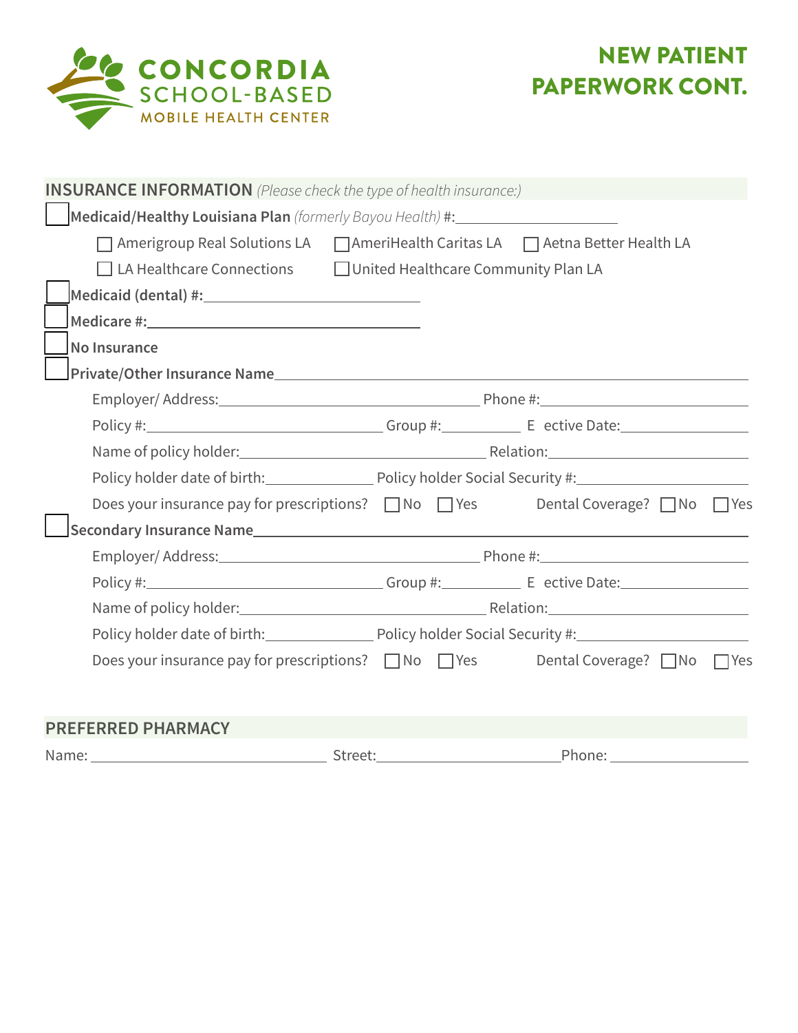CONCORDIA SCHOOL-BASED MOBILE HEALTH CENTER

# NEW PATIENT PAPERWORK CONT.

## INSURANCE INFORMATION *(Please check the type of health insurance:)*

☐ **Medicaid/Healthy Louisiana Plan** *(formerly Bayou Health)* **#:**\_\_\_\_\_\_\_\_\_\_\_\_\_\_\_\_\_\_\_\_

- ☐ Amerigroup Real Solutions LA ☐ AmeriHealth Caritas LA ☐ Aetna Better Health LA
- ☐ LA Healthcare Connections ☐ United Healthcare Community Plan LA

☐ **Medicaid (dental) #:**\_\_\_\_\_\_\_\_\_\_\_\_\_\_\_\_\_\_\_\_

☐ **Medicare #:**\_\_\_\_\_\_\_\_\_\_\_\_\_\_\_\_\_\_\_\_

☐ **No Insurance**

☐ **Private/Other Insurance Name**\_\_\_\_\_\_\_\_\_\_\_\_\_\_\_\_\_\_\_\_

Employer/ Address:\_\_\_\_\_\_\_\_\_\_\_\_\_\_\_\_\_\_\_\_ Phone #:\_\_\_\_\_\_\_\_\_\_\_\_\_\_\_\_\_\_\_\_

Policy #:\_\_\_\_\_\_\_\_\_\_\_\_\_\_\_\_\_\_\_\_ Group #:\_\_\_\_\_\_\_\_\_\_ E ective Date:\_\_\_\_\_\_\_\_\_\_\_\_\_\_\_\_

Name of policy holder:\_\_\_\_\_\_\_\_\_\_\_\_\_\_\_\_\_\_\_\_ Relation:\_\_\_\_\_\_\_\_\_\_\_\_\_\_\_\_\_\_\_\_

Policy holder date of birth:\_\_\_\_\_\_\_\_\_\_\_\_ Policy holder Social Security #:\_\_\_\_\_\_\_\_\_\_\_\_\_\_\_\_\_\_\_\_

Does your insurance pay for prescriptions? ☐ No ☐ Yes Dental Coverage? ☐ No ☐ Yes

☐ **Secondary Insurance Name**\_\_\_\_\_\_\_\_\_\_\_\_\_\_\_\_\_\_\_\_

Employer/ Address:\_\_\_\_\_\_\_\_\_\_\_\_\_\_\_\_\_\_\_\_ Phone #:\_\_\_\_\_\_\_\_\_\_\_\_\_\_\_\_\_\_\_\_

Policy #:\_\_\_\_\_\_\_\_\_\_\_\_\_\_\_\_\_\_\_\_ Group #:\_\_\_\_\_\_\_\_\_\_ E ective Date:\_\_\_\_\_\_\_\_\_\_\_\_\_\_\_\_

Name of policy holder:\_\_\_\_\_\_\_\_\_\_\_\_\_\_\_\_\_\_\_\_ Relation:\_\_\_\_\_\_\_\_\_\_\_\_\_\_\_\_\_\_\_\_

Policy holder date of birth:\_\_\_\_\_\_\_\_\_\_\_\_ Policy holder Social Security #:\_\_\_\_\_\_\_\_\_\_\_\_\_\_\_\_\_\_\_\_

Does your insurance pay for prescriptions? ☐ No ☐ Yes Dental Coverage? ☐ No ☐ Yes

## PREFERRED PHARMACY

Name: \_\_\_\_\_\_\_\_\_\_\_\_\_\_\_\_\_\_\_\_ Street:\_\_\_\_\_\_\_\_\_\_\_\_\_\_\_\_\_\_\_\_ Phone: \_\_\_\_\_\_\_\_\_\_\_\_\_\_\_\_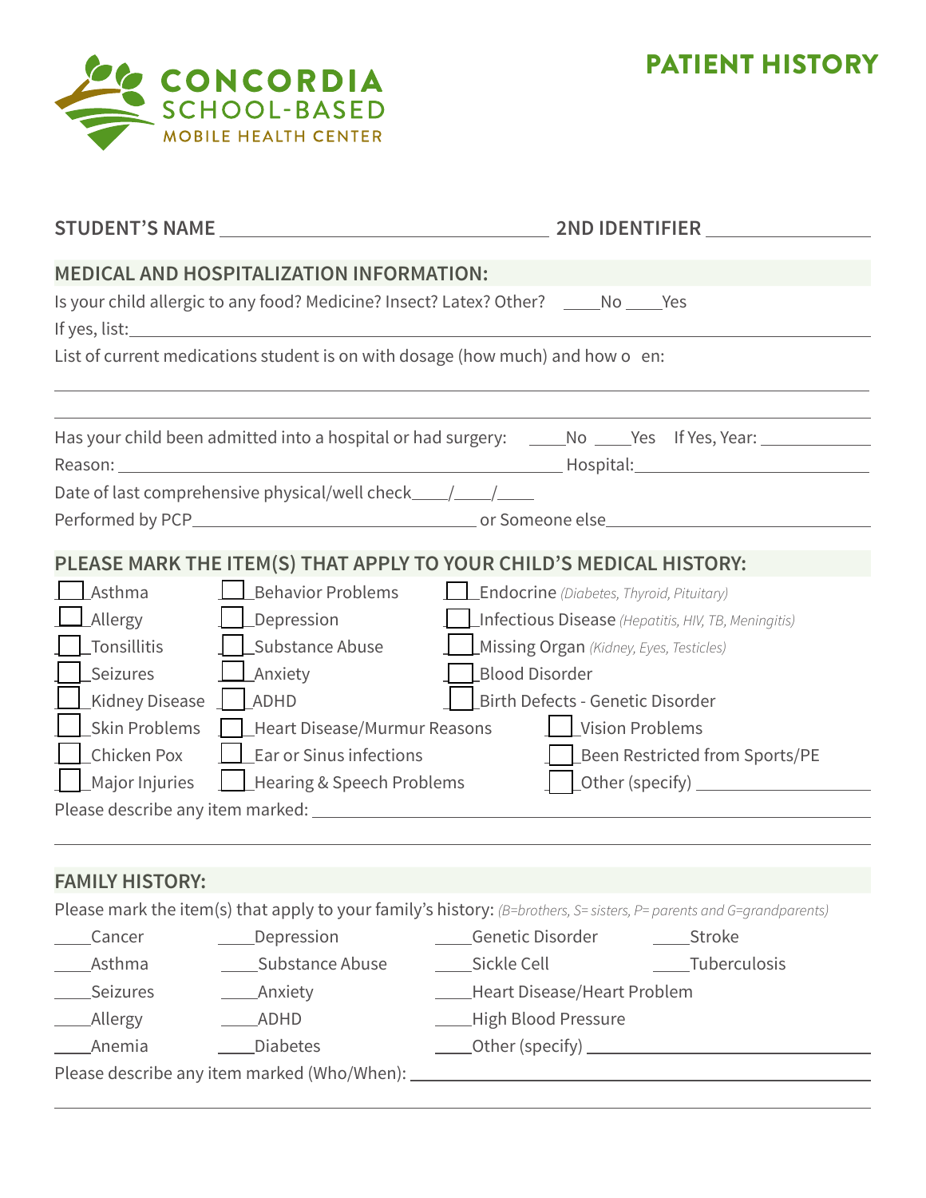CONCORDIA SCHOOL-BASED MOBILE HEALTH CENTER

# PATIENT HISTORY

**STUDENT'S NAME** ______________________________ **2ND IDENTIFIER** ________________

## MEDICAL AND HOSPITALIZATION INFORMATION:

Is your child allergic to any food? Medicine? Insect? Latex? Other? ____No ____Yes

If yes, list: ______________________________________________________________

List of current medications student is on with dosage (how much) and how o en:

______________________________________________________________

______________________________________________________________

Has your child been admitted into a hospital or had surgery: ____No ____Yes If Yes, Year: ____________

Reason: ______________________________ Hospital: ______________________

Date of last comprehensive physical/well check____/____/____

Performed by PCP______________________________ or Someone else______________________

## PLEASE MARK THE ITEM(S) THAT APPLY TO YOUR CHILD'S MEDICAL HISTORY:

- ☐ Asthma
- ☐ Allergy
- ☐ Tonsillitis
- ☐ Seizures
- ☐ Kidney Disease
- ☐ Skin Problems
- ☐ Chicken Pox
- ☐ Major Injuries
- ☐ Behavior Problems
- ☐ Depression
- ☐ Substance Abuse
- ☐ Anxiety
- ☐ ADHD
- ☐ Heart Disease/Murmur Reasons
- ☐ Ear or Sinus infections
- ☐ Hearing & Speech Problems
- ☐ Endocrine *(Diabetes, Thyroid, Pituitary)*
- ☐ Infectious Disease *(Hepatitis, HIV, TB, Meningitis)*
- ☐ Missing Organ *(Kidney, Eyes, Testicles)*
- ☐ Blood Disorder
- ☐ Birth Defects - Genetic Disorder
- ☐ Vision Problems
- ☐ Been Restricted from Sports/PE
- ☐ Other (specify) ________________

Please describe any item marked: ______________________________________________

______________________________________________________________

## FAMILY HISTORY:

Please mark the item(s) that apply to your family's history: *(B=brothers, S= sisters, P= parents and G=grandparents)*

- ____Cancer
- ____Asthma
- ____Seizures
- ____Allergy
- ____Anemia
- ____Depression
- ____Substance Abuse
- ____Anxiety
- ____ADHD
- ____Diabetes
- ____Genetic Disorder
- ____Sickle Cell
- ____Heart Disease/Heart Problem
- ____High Blood Pressure
- ____Other (specify) ________________
- ____Stroke
- ____Tuberculosis

Please describe any item marked (Who/When): ______________________________________

______________________________________________________________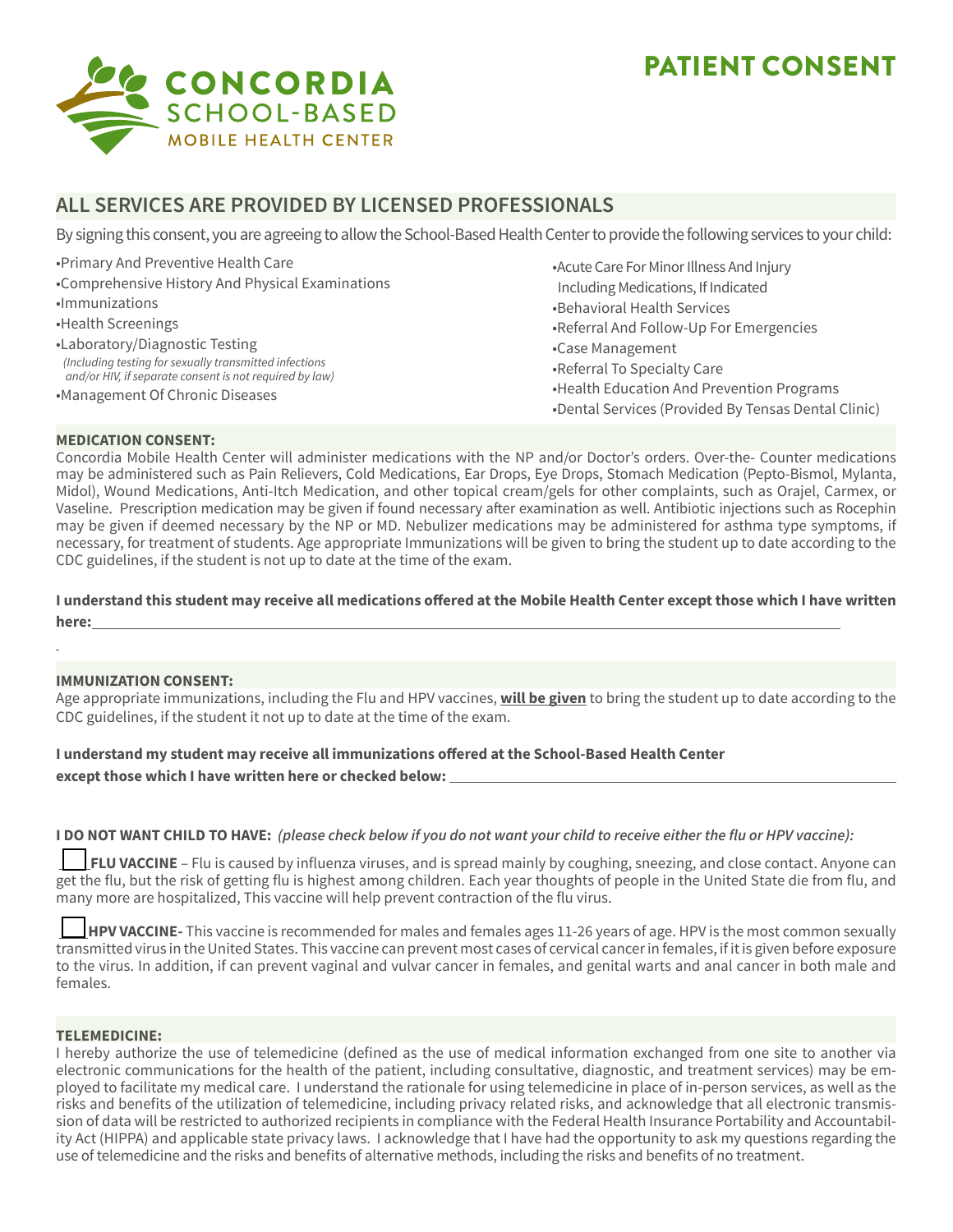# PATIENT CONSENT

**CONCORDIA SCHOOL-BASED MOBILE HEALTH CENTER**

## ALL SERVICES ARE PROVIDED BY LICENSED PROFESSIONALS

By signing this consent, you are agreeing to allow the School-Based Health Center to provide the following services to your child:

- Primary And Preventive Health Care
- Comprehensive History And Physical Examinations
- Immunizations
- Health Screenings
- Laboratory/Diagnostic Testing
  *(Including testing for sexually transmitted infections and/or HIV, if separate consent is not required by law)*
- Management Of Chronic Diseases
- Acute Care For Minor Illness And Injury Including Medications, If Indicated
- Behavioral Health Services
- Referral And Follow-Up For Emergencies
- Case Management
- Referral To Specialty Care
- Health Education And Prevention Programs
- Dental Services (Provided By Tensas Dental Clinic)

**MEDICATION CONSENT:**

Concordia Mobile Health Center will administer medications with the NP and/or Doctor's orders. Over-the- Counter medications may be administered such as Pain Relievers, Cold Medications, Ear Drops, Eye Drops, Stomach Medication (Pepto-Bismol, Mylanta, Midol), Wound Medications, Anti-Itch Medication, and other topical cream/gels for other complaints, such as Orajel, Carmex, or Vaseline. Prescription medication may be given if found necessary after examination as well. Antibiotic injections such as Rocephin may be given if deemed necessary by the NP or MD. Nebulizer medications may be administered for asthma type symptoms, if necessary, for treatment of students. Age appropriate Immunizations will be given to bring the student up to date according to the CDC guidelines, if the student is not up to date at the time of the exam.

**I understand this student may receive all medications offered at the Mobile Health Center except those which I have written here:** ______________________________

**IMMUNIZATION CONSENT:**

Age appropriate immunizations, including the Flu and HPV vaccines, **will be given** to bring the student up to date according to the CDC guidelines, if the student it not up to date at the time of the exam.

**I understand my student may receive all immunizations offered at the School-Based Health Center except those which I have written here or checked below:** ______________________________

**I DO NOT WANT CHILD TO HAVE:** ***(please check below if you do not want your child to receive either the flu or HPV vaccine):***

☐ **FLU VACCINE** – Flu is caused by influenza viruses, and is spread mainly by coughing, sneezing, and close contact. Anyone can get the flu, but the risk of getting flu is highest among children. Each year thoughts of people in the United State die from flu, and many more are hospitalized, This vaccine will help prevent contraction of the flu virus.

☐ **HPV VACCINE-** This vaccine is recommended for males and females ages 11-26 years of age. HPV is the most common sexually transmitted virus in the United States. This vaccine can prevent most cases of cervical cancer in females, if it is given before exposure to the virus. In addition, if can prevent vaginal and vulvar cancer in females, and genital warts and anal cancer in both male and females.

**TELEMEDICINE:**

I hereby authorize the use of telemedicine (defined as the use of medical information exchanged from one site to another via electronic communications for the health of the patient, including consultative, diagnostic, and treatment services) may be employed to facilitate my medical care. I understand the rationale for using telemedicine in place of in-person services, as well as the risks and benefits of the utilization of telemedicine, including privacy related risks, and acknowledge that all electronic transmission of data will be restricted to authorized recipients in compliance with the Federal Health Insurance Portability and Accountability Act (HIPPA) and applicable state privacy laws. I acknowledge that I have had the opportunity to ask my questions regarding the use of telemedicine and the risks and benefits of alternative methods, including the risks and benefits of no treatment.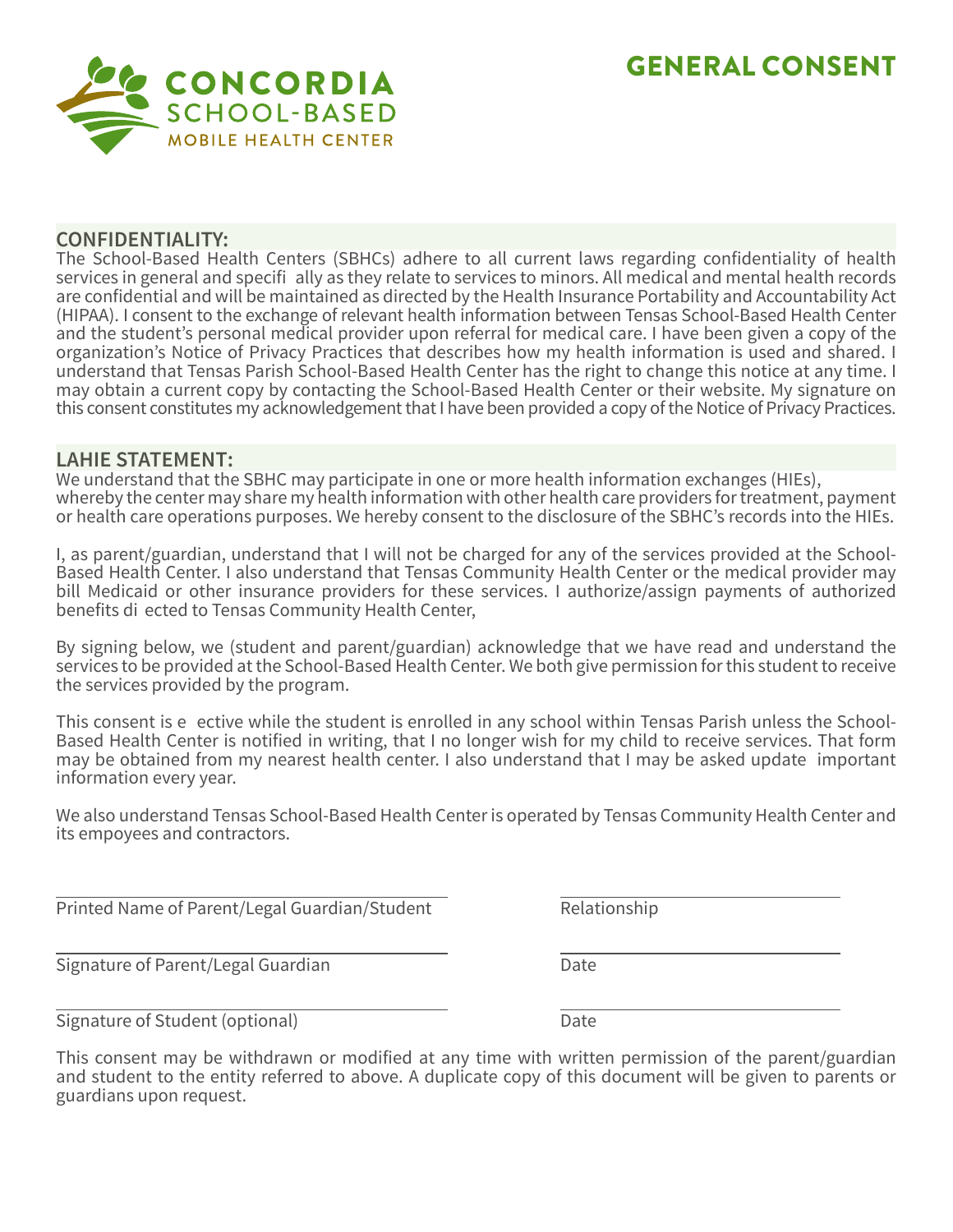CONCORDIA
SCHOOL-BASED
MOBILE HEALTH CENTER

# GENERAL CONSENT

## CONFIDENTIALITY:

The School-Based Health Centers (SBHCs) adhere to all current laws regarding confidentiality of health services in general and specifi ally as they relate to services to minors. All medical and mental health records are confidential and will be maintained as directed by the Health Insurance Portability and Accountability Act (HIPAA). I consent to the exchange of relevant health information between Tensas School-Based Health Center and the student's personal medical provider upon referral for medical care. I have been given a copy of the organization's Notice of Privacy Practices that describes how my health information is used and shared. I understand that Tensas Parish School-Based Health Center has the right to change this notice at any time. I may obtain a current copy by contacting the School-Based Health Center or their website. My signature on this consent constitutes my acknowledgement that I have been provided a copy of the Notice of Privacy Practices.

## LAHIE STATEMENT:

We understand that the SBHC may participate in one or more health information exchanges (HIEs), whereby the center may share my health information with other health care providers for treatment, payment or health care operations purposes. We hereby consent to the disclosure of the SBHC's records into the HIEs.

I, as parent/guardian, understand that I will not be charged for any of the services provided at the School-Based Health Center. I also understand that Tensas Community Health Center or the medical provider may bill Medicaid or other insurance providers for these services. I authorize/assign payments of authorized benefits di ected to Tensas Community Health Center,

By signing below, we (student and parent/guardian) acknowledge that we have read and understand the services to be provided at the School-Based Health Center. We both give permission for this student to receive the services provided by the program.

This consent is e ective while the student is enrolled in any school within Tensas Parish unless the School-Based Health Center is notified in writing, that I no longer wish for my child to receive services. That form may be obtained from my nearest health center. I also understand that I may be asked update important information every year.

We also understand Tensas School-Based Health Center is operated by Tensas Community Health Center and its empoyees and contractors.

______________________________ &nbsp;&nbsp;&nbsp;&nbsp; ______________________________
Printed Name of Parent/Legal Guardian/Student &nbsp;&nbsp;&nbsp;&nbsp; Relationship

______________________________ &nbsp;&nbsp;&nbsp;&nbsp; ______________________________
Signature of Parent/Legal Guardian &nbsp;&nbsp;&nbsp;&nbsp; Date

______________________________ &nbsp;&nbsp;&nbsp;&nbsp; ______________________________
Signature of Student (optional) &nbsp;&nbsp;&nbsp;&nbsp; Date

This consent may be withdrawn or modified at any time with written permission of the parent/guardian and student to the entity referred to above. A duplicate copy of this document will be given to parents or guardians upon request.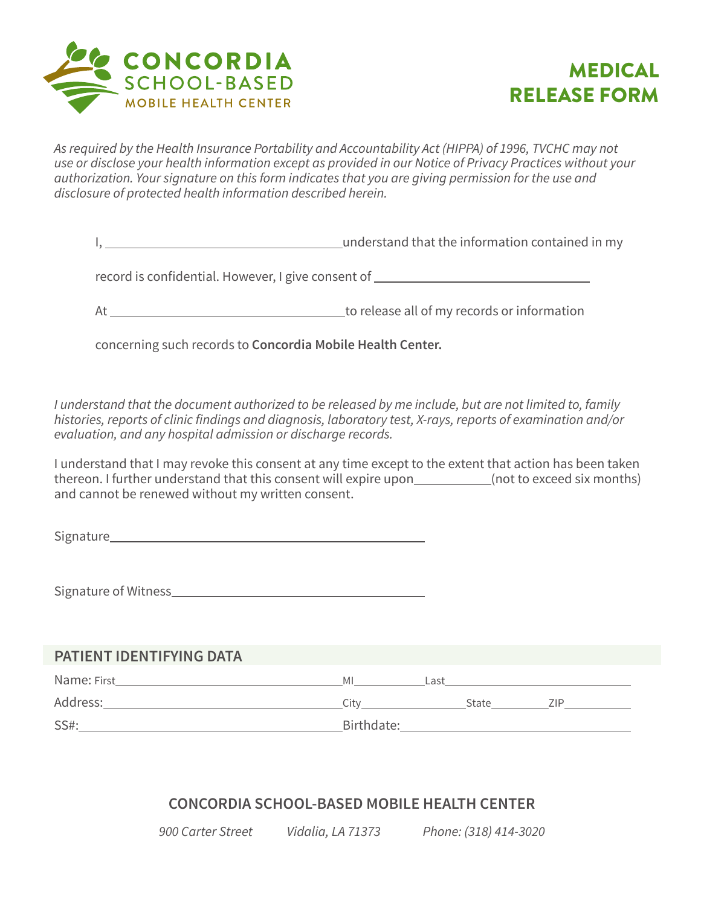CONCORDIA
SCHOOL-BASED
MOBILE HEALTH CENTER

# MEDICAL RELEASE FORM

*As required by the Health Insurance Portability and Accountability Act (HIPPA) of 1996, TVCHC may not use or disclose your health information except as provided in our Notice of Privacy Practices without your authorization. Your signature on this form indicates that you are giving permission for the use and disclosure of protected health information described herein.*

I, ______________________________ understand that the information contained in my

record is confidential. However, I give consent of ______________________________

At ______________________________ to release all of my records or information

concerning such records to **Concordia Mobile Health Center.**

*I understand that the document authorized to be released by me include, but are not limited to, family histories, reports of clinic findings and diagnosis, laboratory test, X-rays, reports of examination and/or evaluation, and any hospital admission or discharge records.*

I understand that I may revoke this consent at any time except to the extent that action has been taken thereon. I further understand that this consent will expire upon __________ (not to exceed six months) and cannot be renewed without my written consent.

Signature ______________________________

Signature of Witness ______________________________

## PATIENT IDENTIFYING DATA

Name: First ______________________________ MI __________ Last ______________________________

Address: ______________________________ City ______________ State __________ ZIP __________

SS#: ______________________________ Birthdate: ______________________________

**CONCORDIA SCHOOL-BASED MOBILE HEALTH CENTER**

*900 Carter Street* *Vidalia, LA 71373* *Phone: (318) 414-3020*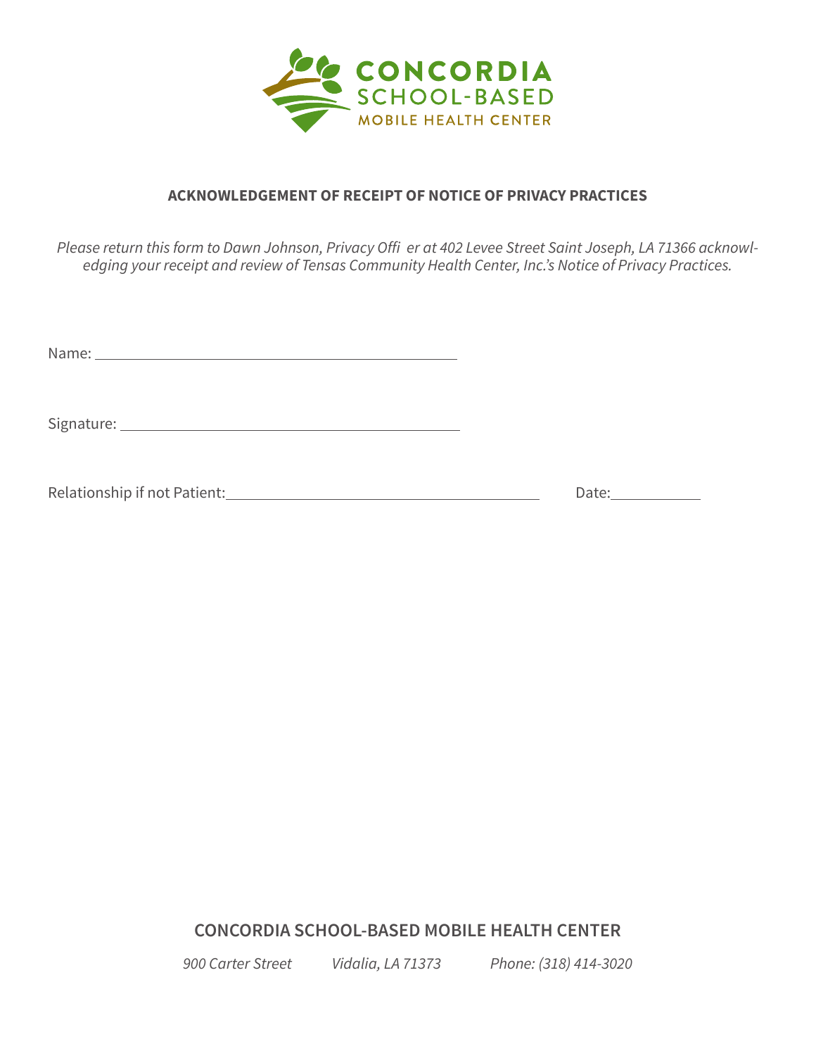CONCORDIA
SCHOOL-BASED
MOBILE HEALTH CENTER

**ACKNOWLEDGEMENT OF RECEIPT OF NOTICE OF PRIVACY PRACTICES**

*Please return this form to Dawn Johnson, Privacy Offi er at 402 Levee Street Saint Joseph, LA 71366 acknowledging your receipt and review of Tensas Community Health Center, Inc.'s Notice of Privacy Practices.*

Name: ______________________________________________

Signature: ___________________________________________

Relationship if not Patient: _______________________________________  Date: ___________

**CONCORDIA SCHOOL-BASED MOBILE HEALTH CENTER**

*900 Carter Street*  *Vidalia, LA 71373*  *Phone: (318) 414-3020*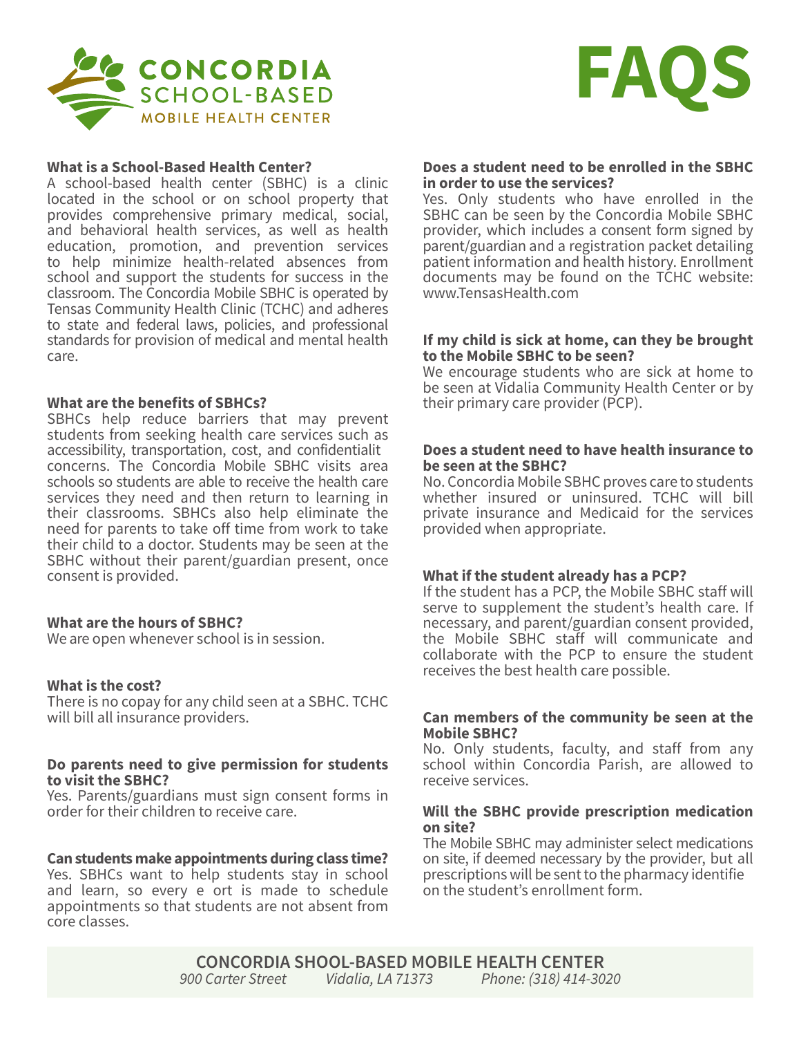CONCORDIA SCHOOL-BASED MOBILE HEALTH CENTER

# FAQS

**What is a School-Based Health Center?**
A school-based health center (SBHC) is a clinic located in the school or on school property that provides comprehensive primary medical, social, and behavioral health services, as well as health education, promotion, and prevention services to help minimize health-related absences from school and support the students for success in the classroom. The Concordia Mobile SBHC is operated by Tensas Community Health Clinic (TCHC) and adheres to state and federal laws, policies, and professional standards for provision of medical and mental health care.

**What are the benefits of SBHCs?**
SBHCs help reduce barriers that may prevent students from seeking health care services such as accessibility, transportation, cost, and confidentialit concerns. The Concordia Mobile SBHC visits area schools so students are able to receive the health care services they need and then return to learning in their classrooms. SBHCs also help eliminate the need for parents to take off time from work to take their child to a doctor. Students may be seen at the SBHC without their parent/guardian present, once consent is provided.

**What are the hours of SBHC?**
We are open whenever school is in session.

**What is the cost?**
There is no copay for any child seen at a SBHC. TCHC will bill all insurance providers.

**Do parents need to give permission for students to visit the SBHC?**
Yes. Parents/guardians must sign consent forms in order for their children to receive care.

**Can students make appointments during class time?**
Yes. SBHCs want to help students stay in school and learn, so every e ort is made to schedule appointments so that students are not absent from core classes.

**Does a student need to be enrolled in the SBHC in order to use the services?**
Yes. Only students who have enrolled in the SBHC can be seen by the Concordia Mobile SBHC provider, which includes a consent form signed by parent/guardian and a registration packet detailing patient information and health history. Enrollment documents may be found on the TCHC website: www.TensasHealth.com

**If my child is sick at home, can they be brought to the Mobile SBHC to be seen?**
We encourage students who are sick at home to be seen at Vidalia Community Health Center or by their primary care provider (PCP).

**Does a student need to have health insurance to be seen at the SBHC?**
No. Concordia Mobile SBHC proves care to students whether insured or uninsured. TCHC will bill private insurance and Medicaid for the services provided when appropriate.

**What if the student already has a PCP?**
If the student has a PCP, the Mobile SBHC staff will serve to supplement the student's health care. If necessary, and parent/guardian consent provided, the Mobile SBHC staff will communicate and collaborate with the PCP to ensure the student receives the best health care possible.

**Can members of the community be seen at the Mobile SBHC?**
No. Only students, faculty, and staff from any school within Concordia Parish, are allowed to receive services.

**Will the SBHC provide prescription medication on site?**
The Mobile SBHC may administer select medications on site, if deemed necessary by the provider, but all prescriptions will be sent to the pharmacy identifie on the student's enrollment form.

**CONCORDIA SHOOL-BASED MOBILE HEALTH CENTER**
*900 Carter Street* *Vidalia, LA 71373* *Phone: (318) 414-3020*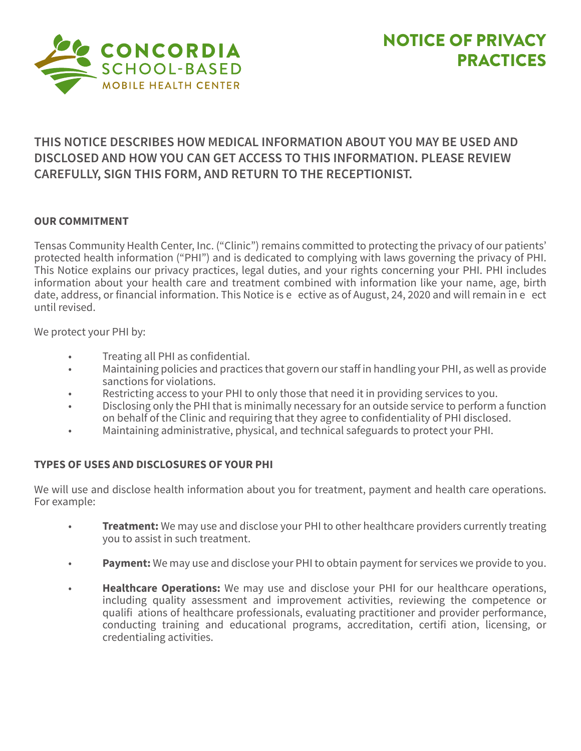CONCORDIA SCHOOL-BASED MOBILE HEALTH CENTER

# NOTICE OF PRIVACY PRACTICES

## THIS NOTICE DESCRIBES HOW MEDICAL INFORMATION ABOUT YOU MAY BE USED AND DISCLOSED AND HOW YOU CAN GET ACCESS TO THIS INFORMATION. PLEASE REVIEW CAREFULLY, SIGN THIS FORM, AND RETURN TO THE RECEPTIONIST.

**OUR COMMITMENT**

Tensas Community Health Center, Inc. ("Clinic") remains committed to protecting the privacy of our patients' protected health information ("PHI") and is dedicated to complying with laws governing the privacy of PHI. This Notice explains our privacy practices, legal duties, and your rights concerning your PHI. PHI includes information about your health care and treatment combined with information like your name, age, birth date, address, or financial information. This Notice is e ective as of August, 24, 2020 and will remain in e ect until revised.

We protect your PHI by:

- Treating all PHI as confidential.
- Maintaining policies and practices that govern our staff in handling your PHI, as well as provide sanctions for violations.
- Restricting access to your PHI to only those that need it in providing services to you.
- Disclosing only the PHI that is minimally necessary for an outside service to perform a function on behalf of the Clinic and requiring that they agree to confidentiality of PHI disclosed.
- Maintaining administrative, physical, and technical safeguards to protect your PHI.

**TYPES OF USES AND DISCLOSURES OF YOUR PHI**

We will use and disclose health information about you for treatment, payment and health care operations. For example:

- **Treatment:** We may use and disclose your PHI to other healthcare providers currently treating you to assist in such treatment.
- **Payment:** We may use and disclose your PHI to obtain payment for services we provide to you.
- **Healthcare Operations:** We may use and disclose your PHI for our healthcare operations, including quality assessment and improvement activities, reviewing the competence or qualifi ations of healthcare professionals, evaluating practitioner and provider performance, conducting training and educational programs, accreditation, certifi ation, licensing, or credentialing activities.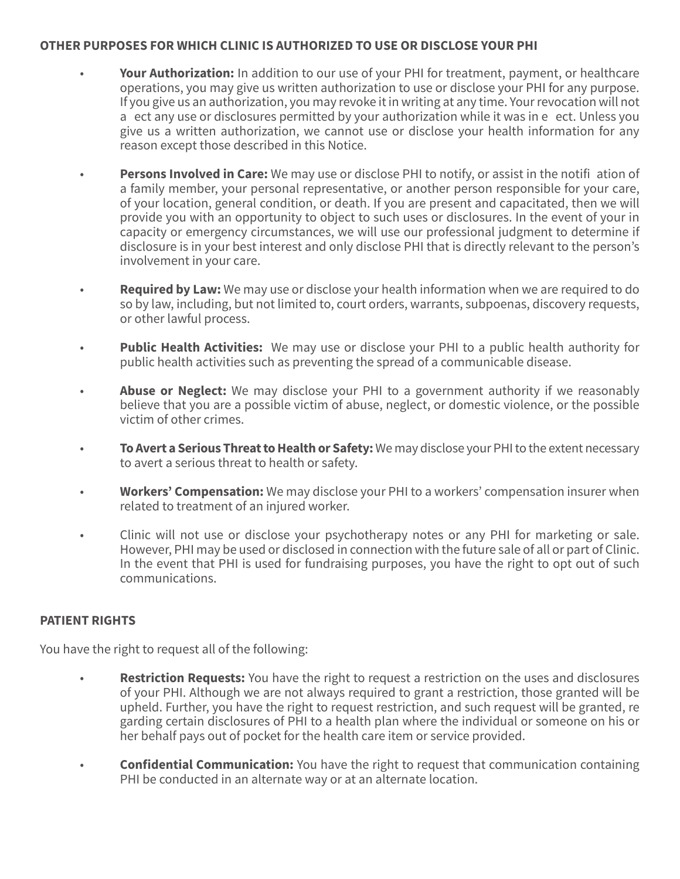**OTHER PURPOSES FOR WHICH CLINIC IS AUTHORIZED TO USE OR DISCLOSE YOUR PHI**

- **Your Authorization:** In addition to our use of your PHI for treatment, payment, or healthcare operations, you may give us written authorization to use or disclose your PHI for any purpose. If you give us an authorization, you may revoke it in writing at any time. Your revocation will not a ect any use or disclosures permitted by your authorization while it was in e ect. Unless you give us a written authorization, we cannot use or disclose your health information for any reason except those described in this Notice.

- **Persons Involved in Care:** We may use or disclose PHI to notify, or assist in the notifi ation of a family member, your personal representative, or another person responsible for your care, of your location, general condition, or death. If you are present and capacitated, then we will provide you with an opportunity to object to such uses or disclosures. In the event of your in capacity or emergency circumstances, we will use our professional judgment to determine if disclosure is in your best interest and only disclose PHI that is directly relevant to the person's involvement in your care.

- **Required by Law:** We may use or disclose your health information when we are required to do so by law, including, but not limited to, court orders, warrants, subpoenas, discovery requests, or other lawful process.

- **Public Health Activities:** We may use or disclose your PHI to a public health authority for public health activities such as preventing the spread of a communicable disease.

- **Abuse or Neglect:** We may disclose your PHI to a government authority if we reasonably believe that you are a possible victim of abuse, neglect, or domestic violence, or the possible victim of other crimes.

- **To Avert a Serious Threat to Health or Safety:** We may disclose your PHI to the extent necessary to avert a serious threat to health or safety.

- **Workers' Compensation:** We may disclose your PHI to a workers' compensation insurer when related to treatment of an injured worker.

- Clinic will not use or disclose your psychotherapy notes or any PHI for marketing or sale. However, PHI may be used or disclosed in connection with the future sale of all or part of Clinic. In the event that PHI is used for fundraising purposes, you have the right to opt out of such communications.

**PATIENT RIGHTS**

You have the right to request all of the following:

- **Restriction Requests:** You have the right to request a restriction on the uses and disclosures of your PHI. Although we are not always required to grant a restriction, those granted will be upheld. Further, you have the right to request restriction, and such request will be granted, re garding certain disclosures of PHI to a health plan where the individual or someone on his or her behalf pays out of pocket for the health care item or service provided.

- **Confidential Communication:** You have the right to request that communication containing PHI be conducted in an alternate way or at an alternate location.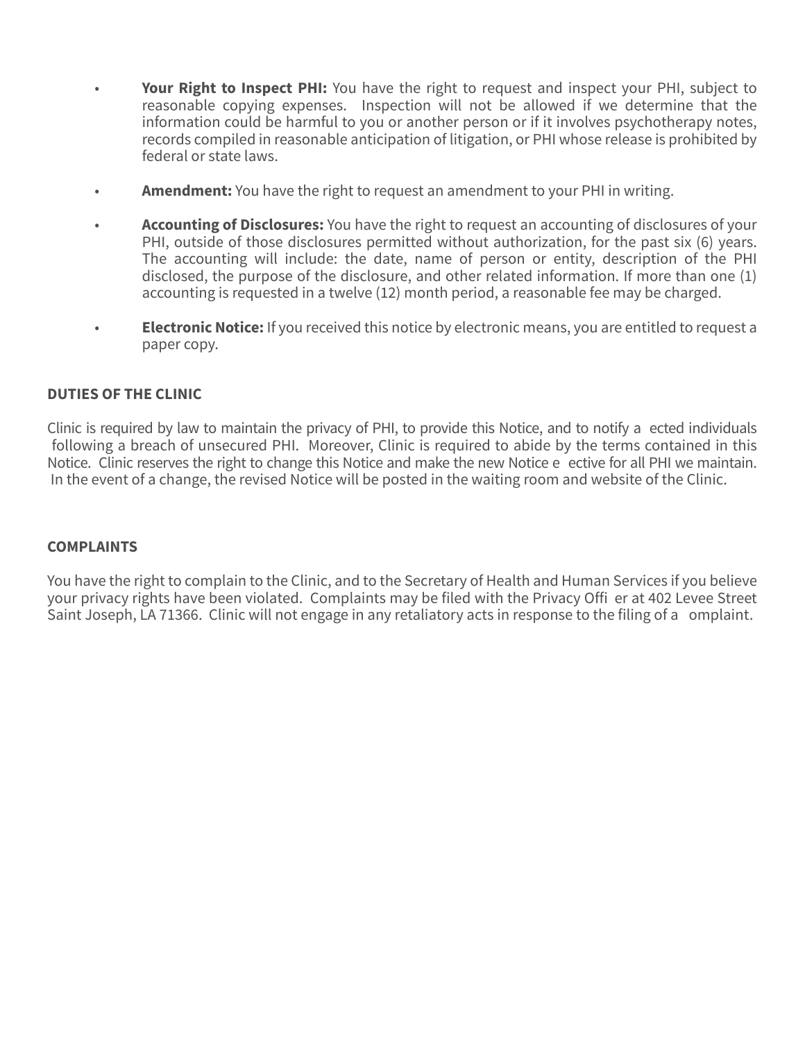- **Your Right to Inspect PHI:** You have the right to request and inspect your PHI, subject to reasonable copying expenses. Inspection will not be allowed if we determine that the information could be harmful to you or another person or if it involves psychotherapy notes, records compiled in reasonable anticipation of litigation, or PHI whose release is prohibited by federal or state laws.

- **Amendment:** You have the right to request an amendment to your PHI in writing.

- **Accounting of Disclosures:** You have the right to request an accounting of disclosures of your PHI, outside of those disclosures permitted without authorization, for the past six (6) years. The accounting will include: the date, name of person or entity, description of the PHI disclosed, the purpose of the disclosure, and other related information. If more than one (1) accounting is requested in a twelve (12) month period, a reasonable fee may be charged.

- **Electronic Notice:** If you received this notice by electronic means, you are entitled to request a paper copy.

**DUTIES OF THE CLINIC**

Clinic is required by law to maintain the privacy of PHI, to provide this Notice, and to notify a ected individuals following a breach of unsecured PHI. Moreover, Clinic is required to abide by the terms contained in this Notice. Clinic reserves the right to change this Notice and make the new Notice e ective for all PHI we maintain. In the event of a change, the revised Notice will be posted in the waiting room and website of the Clinic.

**COMPLAINTS**

You have the right to complain to the Clinic, and to the Secretary of Health and Human Services if you believe your privacy rights have been violated. Complaints may be filed with the Privacy Offi er at 402 Levee Street Saint Joseph, LA 71366. Clinic will not engage in any retaliatory acts in response to the filing of a omplaint.